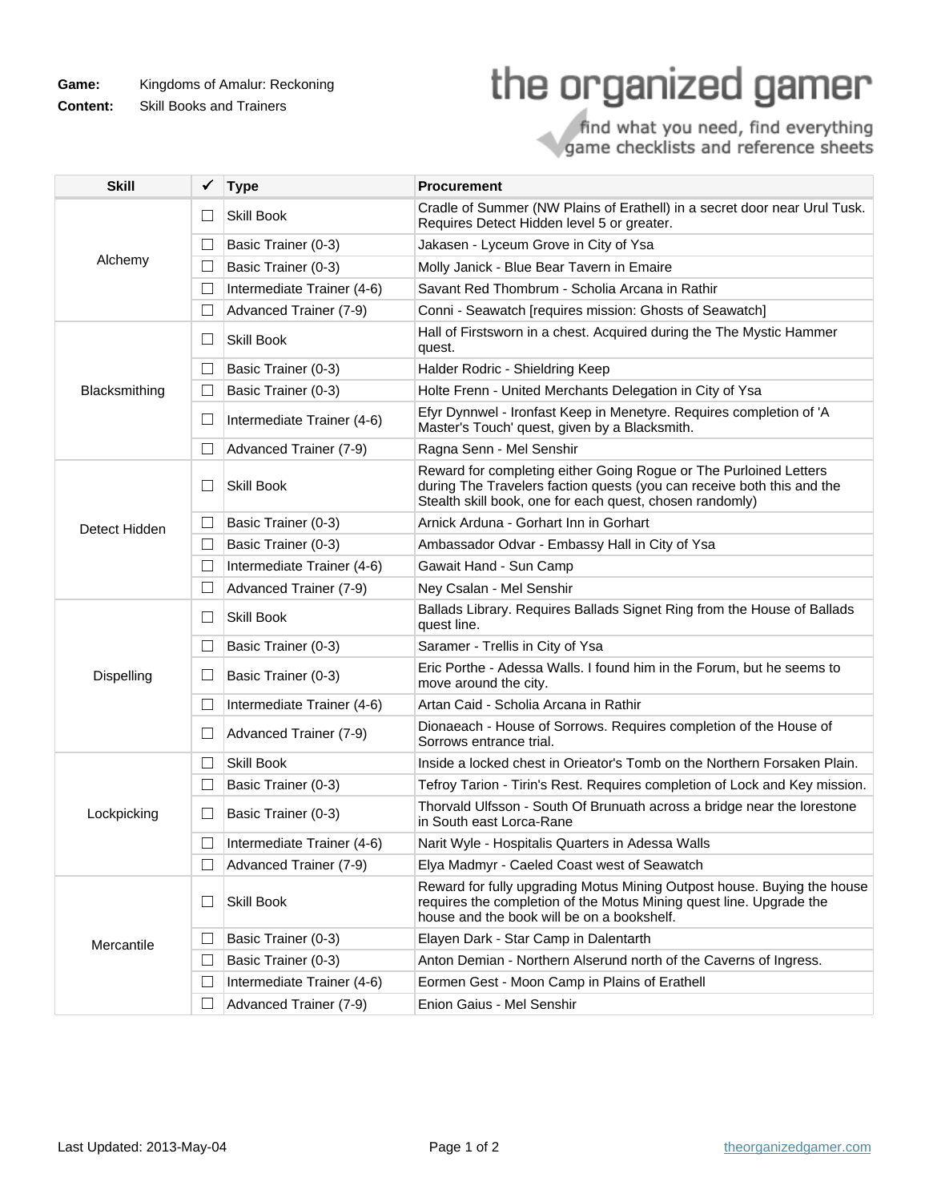**Game:** Kingdoms of Amalur: Reckoning
**Content:** Skill Books and Trainers

the organized gamer

find what you need, find everything
game checklists and reference sheets

| Skill | ✓ | Type | Procurement |
|---|---|---|---|
| Alchemy | ☐ | Skill Book | Cradle of Summer (NW Plains of Erathell) in a secret door near Urul Tusk. Requires Detect Hidden level 5 or greater. |
| | ☐ | Basic Trainer (0-3) | Jakasen - Lyceum Grove in City of Ysa |
| | ☐ | Basic Trainer (0-3) | Molly Janick - Blue Bear Tavern in Emaire |
| | ☐ | Intermediate Trainer (4-6) | Savant Red Thombrum - Scholia Arcana in Rathir |
| | ☐ | Advanced Trainer (7-9) | Conni - Seawatch [requires mission: Ghosts of Seawatch] |
| Blacksmithing | ☐ | Skill Book | Hall of Firstsworn in a chest. Acquired during the The Mystic Hammer quest. |
| | ☐ | Basic Trainer (0-3) | Halder Rodric - Shieldring Keep |
| | ☐ | Basic Trainer (0-3) | Holte Frenn - United Merchants Delegation in City of Ysa |
| | ☐ | Intermediate Trainer (4-6) | Efyr Dynnwel - Ironfast Keep in Menetyre. Requires completion of 'A Master's Touch' quest, given by a Blacksmith. |
| | ☐ | Advanced Trainer (7-9) | Ragna Senn - Mel Senshir |
| Detect Hidden | ☐ | Skill Book | Reward for completing either Going Rogue or The Purloined Letters during The Travelers faction quests (you can receive both this and the Stealth skill book, one for each quest, chosen randomly) |
| | ☐ | Basic Trainer (0-3) | Arnick Arduna - Gorhart Inn in Gorhart |
| | ☐ | Basic Trainer (0-3) | Ambassador Odvar - Embassy Hall in City of Ysa |
| | ☐ | Intermediate Trainer (4-6) | Gawait Hand - Sun Camp |
| | ☐ | Advanced Trainer (7-9) | Ney Csalan - Mel Senshir |
| Dispelling | ☐ | Skill Book | Ballads Library. Requires Ballads Signet Ring from the House of Ballads quest line. |
| | ☐ | Basic Trainer (0-3) | Saramer - Trellis in City of Ysa |
| | ☐ | Basic Trainer (0-3) | Eric Porthe - Adessa Walls. I found him in the Forum, but he seems to move around the city. |
| | ☐ | Intermediate Trainer (4-6) | Artan Caid - Scholia Arcana in Rathir |
| | ☐ | Advanced Trainer (7-9) | Dionaeach - House of Sorrows. Requires completion of the House of Sorrows entrance trial. |
| Lockpicking | ☐ | Skill Book | Inside a locked chest in Orieator's Tomb on the Northern Forsaken Plain. |
| | ☐ | Basic Trainer (0-3) | Tefroy Tarion - Tirin's Rest. Requires completion of Lock and Key mission. |
| | ☐ | Basic Trainer (0-3) | Thorvald Ulfsson - South Of Brunuath across a bridge near the lorestone in South east Lorca-Rane |
| | ☐ | Intermediate Trainer (4-6) | Narit Wyle - Hospitalis Quarters in Adessa Walls |
| | ☐ | Advanced Trainer (7-9) | Elya Madmyr - Caeled Coast west of Seawatch |
| Mercantile | ☐ | Skill Book | Reward for fully upgrading Motus Mining Outpost house. Buying the house requires the completion of the Motus Mining quest line. Upgrade the house and the book will be on a bookshelf. |
| | ☐ | Basic Trainer (0-3) | Elayen Dark - Star Camp in Dalentarth |
| | ☐ | Basic Trainer (0-3) | Anton Demian - Northern Alserund north of the Caverns of Ingress. |
| | ☐ | Intermediate Trainer (4-6) | Eormen Gest - Moon Camp in Plains of Erathell |
| | ☐ | Advanced Trainer (7-9) | Enion Gaius - Mel Senshir |

Last Updated: 2013-May-04

theorganizedgamer.com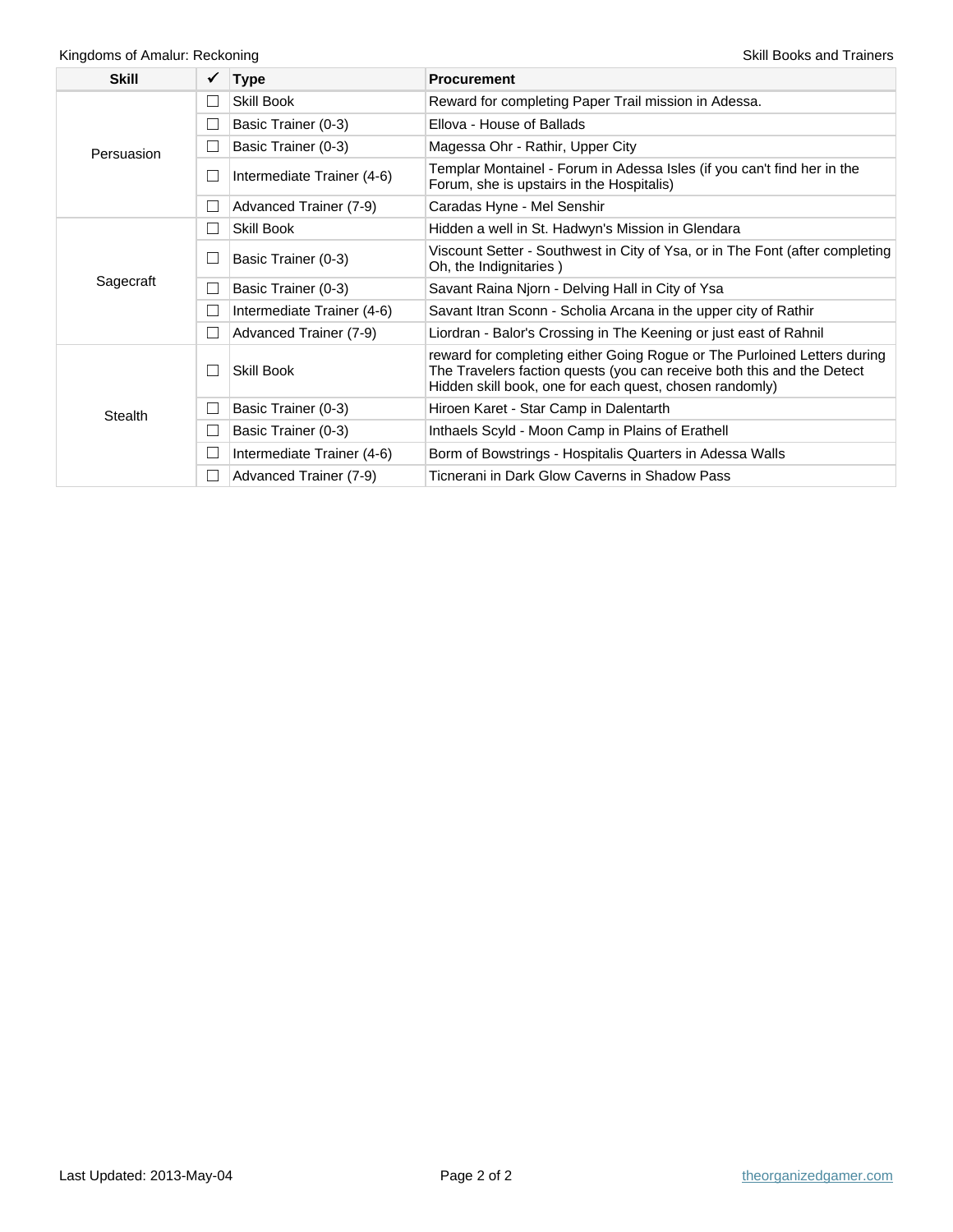| Skill | ✔ | Type | Procurement |
|---|---|---|---|
| Persuasion | ☐ | Skill Book | Reward for completing Paper Trail mission in Adessa. |
| | ☐ | Basic Trainer (0-3) | Ellova - House of Ballads |
| | ☐ | Basic Trainer (0-3) | Magessa Ohr - Rathir, Upper City |
| | ☐ | Intermediate Trainer (4-6) | Templar Montainel - Forum in Adessa Isles (if you can't find her in the Forum, she is upstairs in the Hospitalis) |
| | ☐ | Advanced Trainer (7-9) | Caradas Hyne - Mel Senshir |
| Sagecraft | ☐ | Skill Book | Hidden a well in St. Hadwyn's Mission in Glendara |
| | ☐ | Basic Trainer (0-3) | Viscount Setter - Southwest in City of Ysa, or in The Font (after completing Oh, the Indignitaries ) |
| | ☐ | Basic Trainer (0-3) | Savant Raina Njorn - Delving Hall in City of Ysa |
| | ☐ | Intermediate Trainer (4-6) | Savant Itran Sconn - Scholia Arcana in the upper city of Rathir |
| | ☐ | Advanced Trainer (7-9) | Liordran - Balor's Crossing in The Keening or just east of Rahnil |
| Stealth | ☐ | Skill Book | reward for completing either Going Rogue or The Purloined Letters during The Travelers faction quests (you can receive both this and the Detect Hidden skill book, one for each quest, chosen randomly) |
| | ☐ | Basic Trainer (0-3) | Hiroen Karet - Star Camp in Dalentarth |
| | ☐ | Basic Trainer (0-3) | Inthaels Scyld - Moon Camp in Plains of Erathell |
| | ☐ | Intermediate Trainer (4-6) | Borm of Bowstrings - Hospitalis Quarters in Adessa Walls |
| | ☐ | Advanced Trainer (7-9) | Ticnerani in Dark Glow Caverns in Shadow Pass |

Last Updated: 2013-May-04